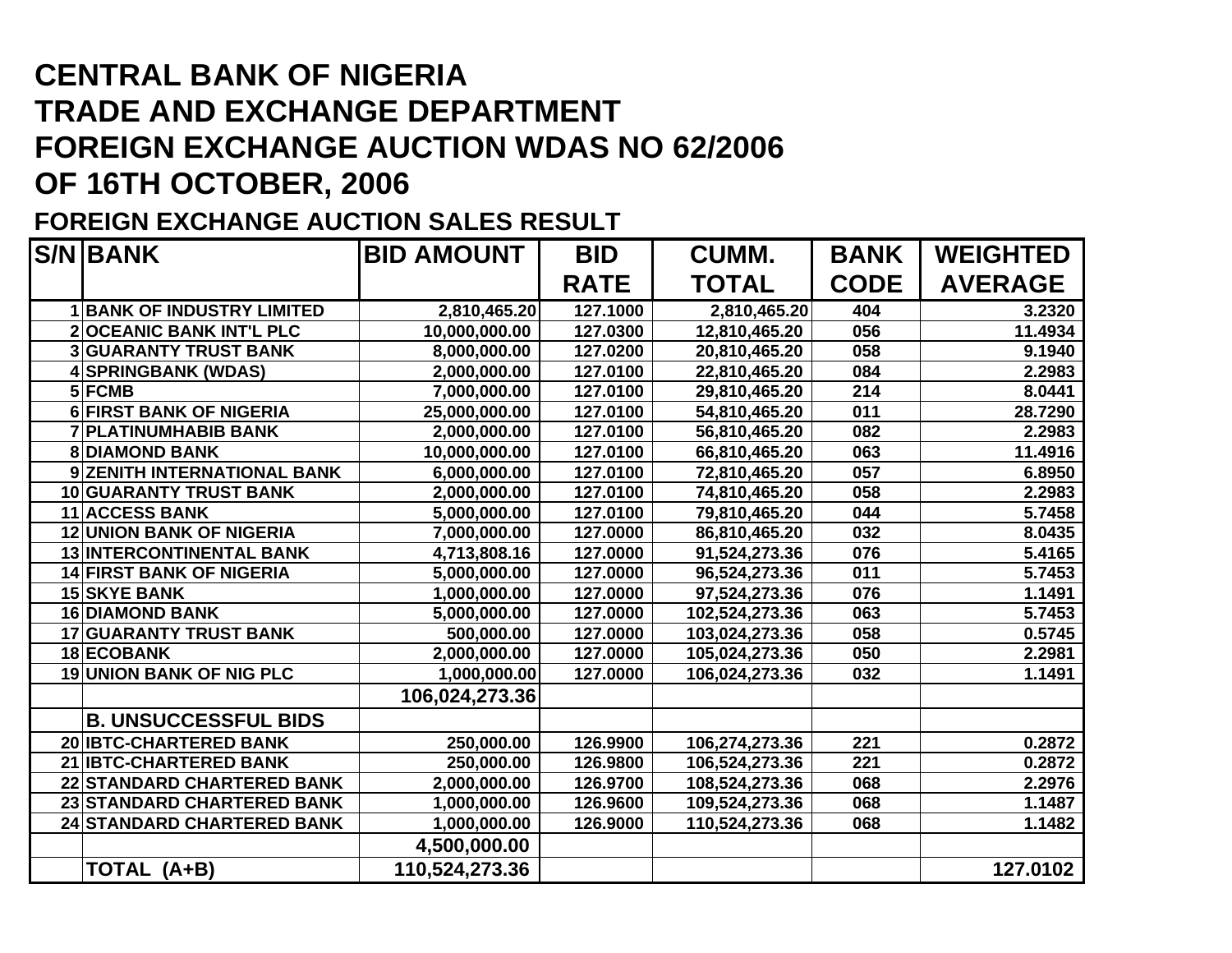# CENTRAL BANK OF NIGERIA
# TRADE AND EXCHANGE DEPARTMENT
# FOREIGN EXCHANGE AUCTION WDAS NO 62/2006
# OF 16TH OCTOBER, 2006

## FOREIGN EXCHANGE AUCTION SALES RESULT

| S/N | BANK | BID AMOUNT | BID RATE | CUMM. TOTAL | BANK CODE | WEIGHTED AVERAGE |
|---|---|---|---|---|---|---|
| 1 | BANK OF INDUSTRY LIMITED | 2,810,465.20 | 127.1000 | 2,810,465.20 | 404 | 3.2320 |
| 2 | OCEANIC BANK INT'L PLC | 10,000,000.00 | 127.0300 | 12,810,465.20 | 056 | 11.4934 |
| 3 | GUARANTY TRUST BANK | 8,000,000.00 | 127.0200 | 20,810,465.20 | 058 | 9.1940 |
| 4 | SPRINGBANK (WDAS) | 2,000,000.00 | 127.0100 | 22,810,465.20 | 084 | 2.2983 |
| 5 | FCMB | 7,000,000.00 | 127.0100 | 29,810,465.20 | 214 | 8.0441 |
| 6 | FIRST BANK OF NIGERIA | 25,000,000.00 | 127.0100 | 54,810,465.20 | 011 | 28.7290 |
| 7 | PLATINUMHABIB BANK | 2,000,000.00 | 127.0100 | 56,810,465.20 | 082 | 2.2983 |
| 8 | DIAMOND BANK | 10,000,000.00 | 127.0100 | 66,810,465.20 | 063 | 11.4916 |
| 9 | ZENITH INTERNATIONAL BANK | 6,000,000.00 | 127.0100 | 72,810,465.20 | 057 | 6.8950 |
| 10 | GUARANTY TRUST BANK | 2,000,000.00 | 127.0100 | 74,810,465.20 | 058 | 2.2983 |
| 11 | ACCESS BANK | 5,000,000.00 | 127.0100 | 79,810,465.20 | 044 | 5.7458 |
| 12 | UNION BANK OF NIGERIA | 7,000,000.00 | 127.0000 | 86,810,465.20 | 032 | 8.0435 |
| 13 | INTERCONTINENTAL BANK | 4,713,808.16 | 127.0000 | 91,524,273.36 | 076 | 5.4165 |
| 14 | FIRST BANK OF NIGERIA | 5,000,000.00 | 127.0000 | 96,524,273.36 | 011 | 5.7453 |
| 15 | SKYE BANK | 1,000,000.00 | 127.0000 | 97,524,273.36 | 076 | 1.1491 |
| 16 | DIAMOND BANK | 5,000,000.00 | 127.0000 | 102,524,273.36 | 063 | 5.7453 |
| 17 | GUARANTY TRUST BANK | 500,000.00 | 127.0000 | 103,024,273.36 | 058 | 0.5745 |
| 18 | ECOBANK | 2,000,000.00 | 127.0000 | 105,024,273.36 | 050 | 2.2981 |
| 19 | UNION BANK OF NIG PLC | 1,000,000.00 | 127.0000 | 106,024,273.36 | 032 | 1.1491 |
| | | 106,024,273.36 | | | | |
| | B. UNSUCCESSFUL BIDS | | | | | |
| 20 | IBTC-CHARTERED BANK | 250,000.00 | 126.9900 | 106,274,273.36 | 221 | 0.2872 |
| 21 | IBTC-CHARTERED BANK | 250,000.00 | 126.9800 | 106,524,273.36 | 221 | 0.2872 |
| 22 | STANDARD CHARTERED BANK | 2,000,000.00 | 126.9700 | 108,524,273.36 | 068 | 2.2976 |
| 23 | STANDARD CHARTERED BANK | 1,000,000.00 | 126.9600 | 109,524,273.36 | 068 | 1.1487 |
| 24 | STANDARD CHARTERED BANK | 1,000,000.00 | 126.9000 | 110,524,273.36 | 068 | 1.1482 |
| | | 4,500,000.00 | | | | |
| | TOTAL (A+B) | 110,524,273.36 | | | | 127.0102 |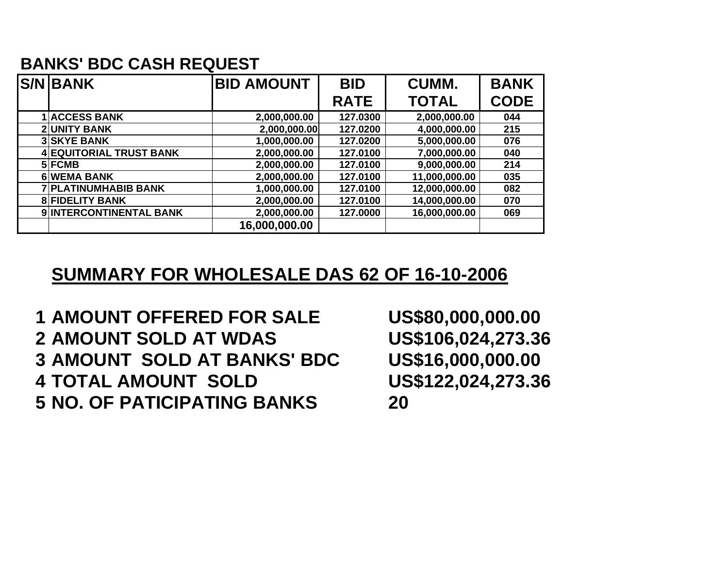## BANKS' BDC CASH REQUEST

| S/N | BANK | BID AMOUNT | BID RATE | CUMM. TOTAL | BANK CODE |
|---|---|---|---|---|---|
| 1 | ACCESS BANK | 2,000,000.00 | 127.0300 | 2,000,000.00 | 044 |
| 2 | UNITY BANK | 2,000,000.00 | 127.0200 | 4,000,000.00 | 215 |
| 3 | SKYE BANK | 1,000,000.00 | 127.0200 | 5,000,000.00 | 076 |
| 4 | EQUITORIAL TRUST BANK | 2,000,000.00 | 127.0100 | 7,000,000.00 | 040 |
| 5 | FCMB | 2,000,000.00 | 127.0100 | 9,000,000.00 | 214 |
| 6 | WEMA BANK | 2,000,000.00 | 127.0100 | 11,000,000.00 | 035 |
| 7 | PLATINUMHABIB BANK | 1,000,000.00 | 127.0100 | 12,000,000.00 | 082 |
| 8 | FIDELITY BANK | 2,000,000.00 | 127.0100 | 14,000,000.00 | 070 |
| 9 | INTERCONTINENTAL BANK | 2,000,000.00 | 127.0000 | 16,000,000.00 | 069 |
| | | 16,000,000.00 | | | |

## SUMMARY FOR WHOLESALE DAS 62 OF 16-10-2006

| | | |
|---|---|---|
| 1 | AMOUNT OFFERED FOR SALE | US$80,000,000.00 |
| 2 | AMOUNT SOLD AT WDAS | US$106,024,273.36 |
| 3 | AMOUNT SOLD AT BANKS' BDC | US$16,000,000.00 |
| 4 | TOTAL AMOUNT SOLD | US$122,024,273.36 |
| 5 | NO. OF PATICIPATING BANKS | 20 |